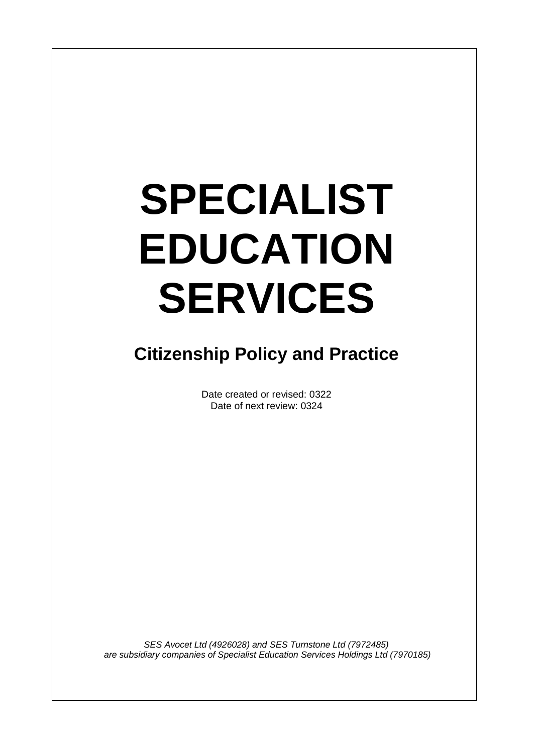# SPECIALIST EDUCATION SERVICES

## Citizenship Policy and Practice

Date created or revised: 0322
Date of next review: 0324

*SES Avocet Ltd (4926028) and SES Turnstone Ltd (7972485) are subsidiary companies of Specialist Education Services Holdings Ltd (7970185)*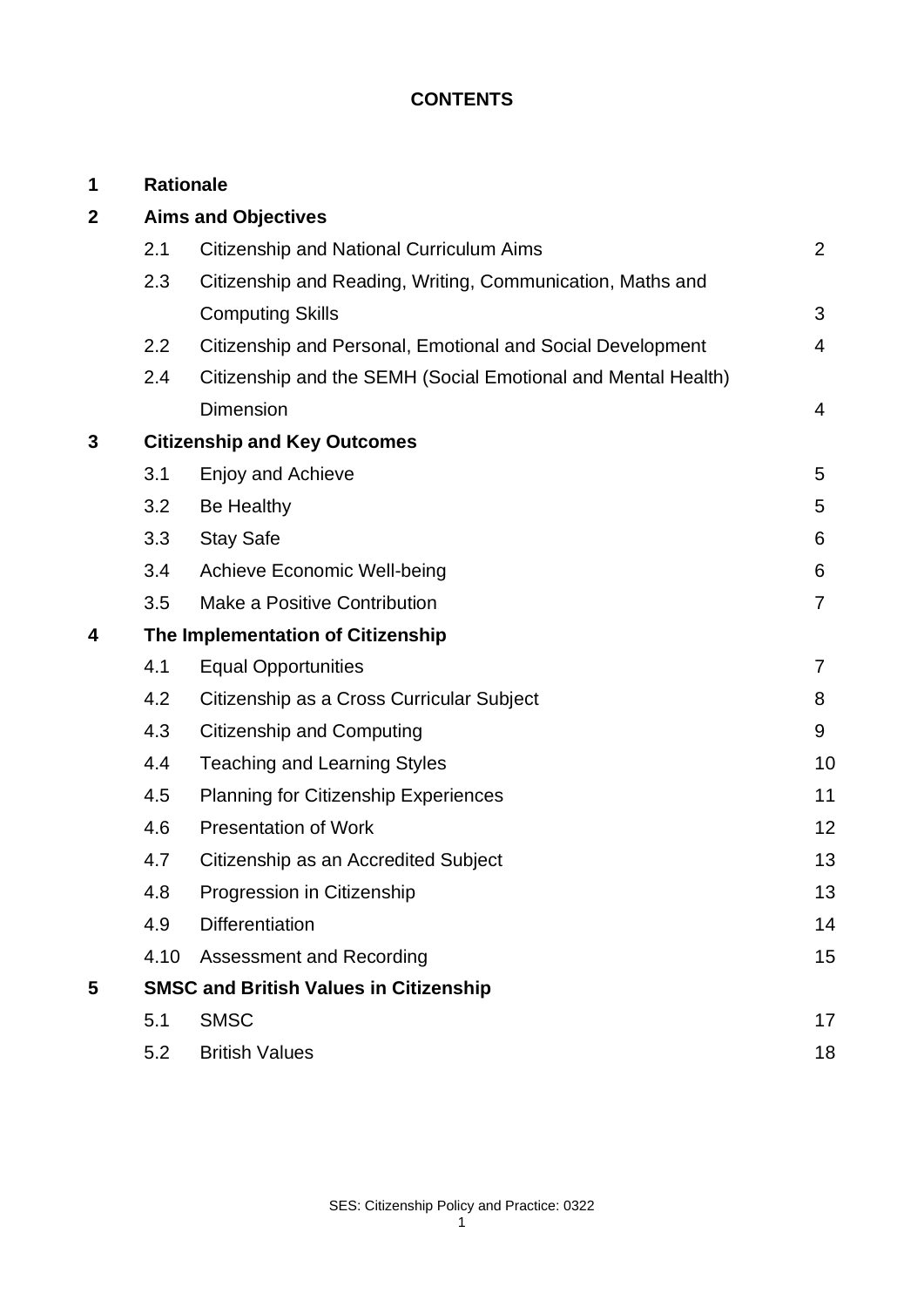**CONTENTS**

| | | | |
|---|---|---|---|
| **1** | **Rationale** | | |
| **2** | **Aims and Objectives** | | |
| | 2.1 | Citizenship and National Curriculum Aims | 2 |
| | 2.3 | Citizenship and Reading, Writing, Communication, Maths and Computing Skills | 3 |
| | 2.2 | Citizenship and Personal, Emotional and Social Development | 4 |
| | 2.4 | Citizenship and the SEMH (Social Emotional and Mental Health) Dimension | 4 |
| **3** | **Citizenship and Key Outcomes** | | |
| | 3.1 | Enjoy and Achieve | 5 |
| | 3.2 | Be Healthy | 5 |
| | 3.3 | Stay Safe | 6 |
| | 3.4 | Achieve Economic Well-being | 6 |
| | 3.5 | Make a Positive Contribution | 7 |
| **4** | **The Implementation of Citizenship** | | |
| | 4.1 | Equal Opportunities | 7 |
| | 4.2 | Citizenship as a Cross Curricular Subject | 8 |
| | 4.3 | Citizenship and Computing | 9 |
| | 4.4 | Teaching and Learning Styles | 10 |
| | 4.5 | Planning for Citizenship Experiences | 11 |
| | 4.6 | Presentation of Work | 12 |
| | 4.7 | Citizenship as an Accredited Subject | 13 |
| | 4.8 | Progression in Citizenship | 13 |
| | 4.9 | Differentiation | 14 |
| | 4.10 | Assessment and Recording | 15 |
| **5** | **SMSC and British Values in Citizenship** | | |
| | 5.1 | SMSC | 17 |
| | 5.2 | British Values | 18 |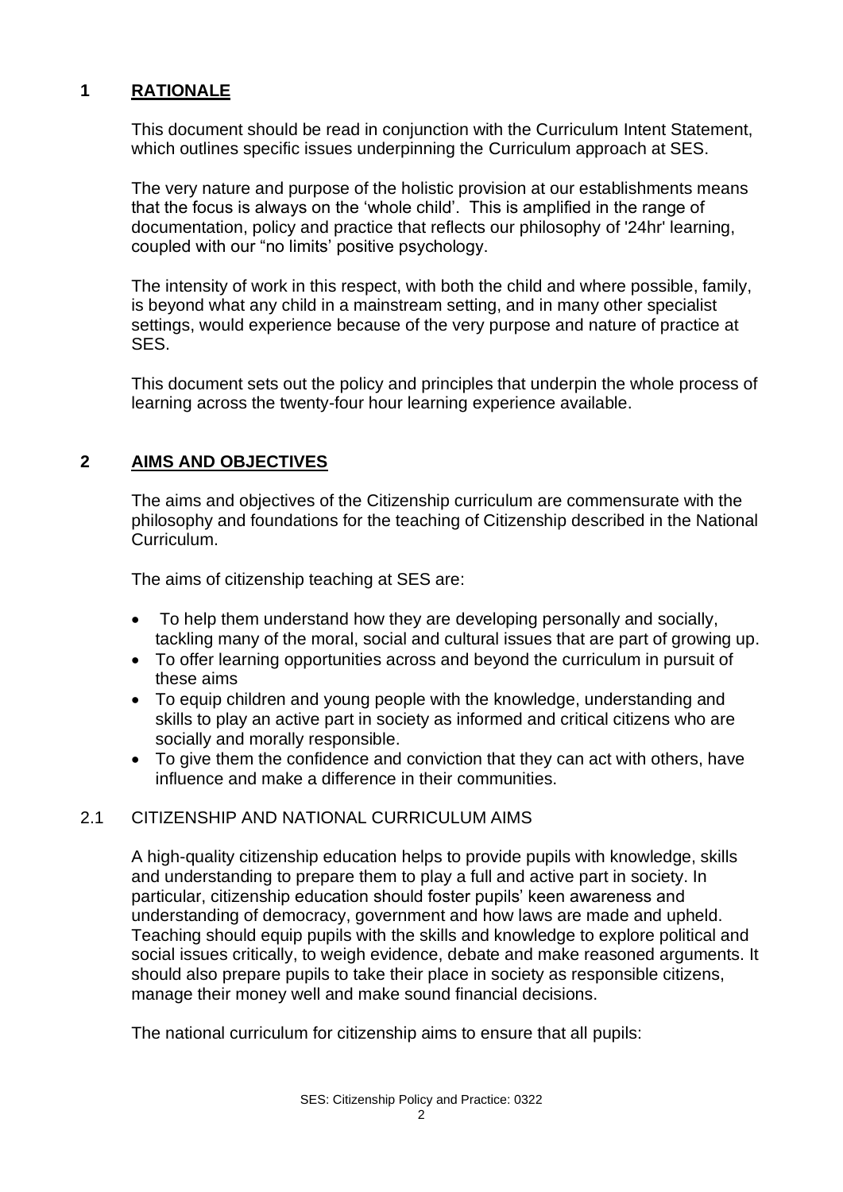## 1 RATIONALE

This document should be read in conjunction with the Curriculum Intent Statement, which outlines specific issues underpinning the Curriculum approach at SES.

The very nature and purpose of the holistic provision at our establishments means that the focus is always on the 'whole child'. This is amplified in the range of documentation, policy and practice that reflects our philosophy of '24hr' learning, coupled with our "no limits' positive psychology.

The intensity of work in this respect, with both the child and where possible, family, is beyond what any child in a mainstream setting, and in many other specialist settings, would experience because of the very purpose and nature of practice at SES.

This document sets out the policy and principles that underpin the whole process of learning across the twenty-four hour learning experience available.

## 2 AIMS AND OBJECTIVES

The aims and objectives of the Citizenship curriculum are commensurate with the philosophy and foundations for the teaching of Citizenship described in the National Curriculum.

The aims of citizenship teaching at SES are:

- To help them understand how they are developing personally and socially, tackling many of the moral, social and cultural issues that are part of growing up.
- To offer learning opportunities across and beyond the curriculum in pursuit of these aims
- To equip children and young people with the knowledge, understanding and skills to play an active part in society as informed and critical citizens who are socially and morally responsible.
- To give them the confidence and conviction that they can act with others, have influence and make a difference in their communities.

### 2.1 CITIZENSHIP AND NATIONAL CURRICULUM AIMS

A high-quality citizenship education helps to provide pupils with knowledge, skills and understanding to prepare them to play a full and active part in society. In particular, citizenship education should foster pupils' keen awareness and understanding of democracy, government and how laws are made and upheld. Teaching should equip pupils with the skills and knowledge to explore political and social issues critically, to weigh evidence, debate and make reasoned arguments. It should also prepare pupils to take their place in society as responsible citizens, manage their money well and make sound financial decisions.

The national curriculum for citizenship aims to ensure that all pupils: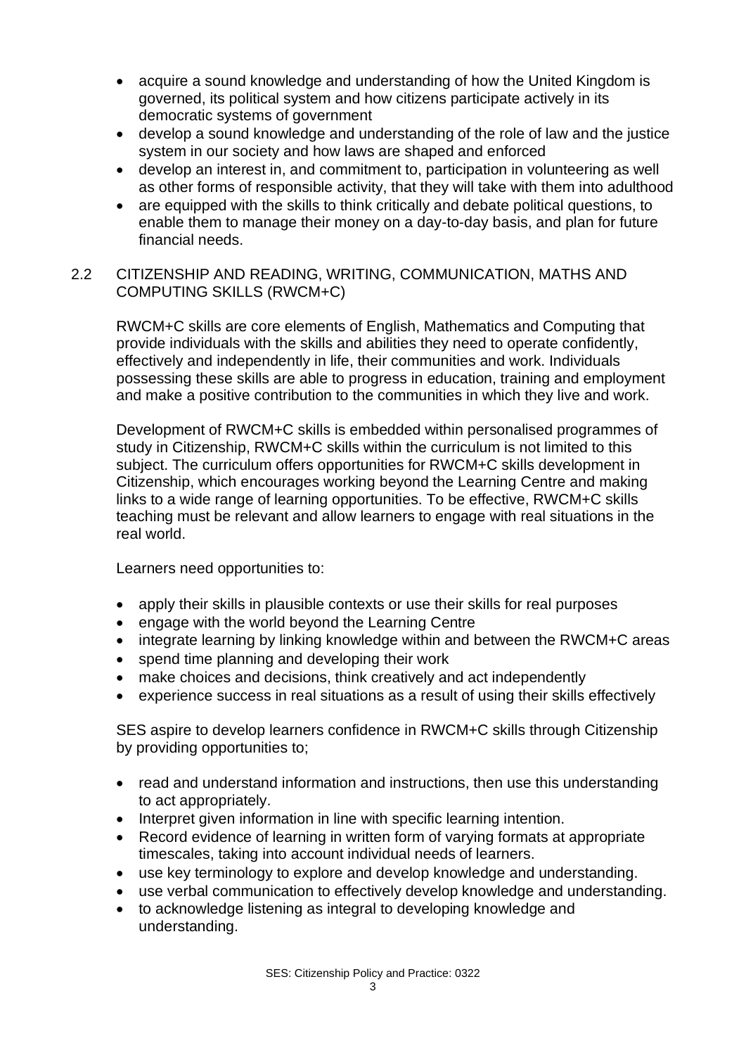- acquire a sound knowledge and understanding of how the United Kingdom is governed, its political system and how citizens participate actively in its democratic systems of government
- develop a sound knowledge and understanding of the role of law and the justice system in our society and how laws are shaped and enforced
- develop an interest in, and commitment to, participation in volunteering as well as other forms of responsible activity, that they will take with them into adulthood
- are equipped with the skills to think critically and debate political questions, to enable them to manage their money on a day-to-day basis, and plan for future financial needs.

## 2.2 CITIZENSHIP AND READING, WRITING, COMMUNICATION, MATHS AND COMPUTING SKILLS (RWCM+C)

RWCM+C skills are core elements of English, Mathematics and Computing that provide individuals with the skills and abilities they need to operate confidently, effectively and independently in life, their communities and work. Individuals possessing these skills are able to progress in education, training and employment and make a positive contribution to the communities in which they live and work.

Development of RWCM+C skills is embedded within personalised programmes of study in Citizenship, RWCM+C skills within the curriculum is not limited to this subject. The curriculum offers opportunities for RWCM+C skills development in Citizenship, which encourages working beyond the Learning Centre and making links to a wide range of learning opportunities. To be effective, RWCM+C skills teaching must be relevant and allow learners to engage with real situations in the real world.

Learners need opportunities to:

- apply their skills in plausible contexts or use their skills for real purposes
- engage with the world beyond the Learning Centre
- integrate learning by linking knowledge within and between the RWCM+C areas
- spend time planning and developing their work
- make choices and decisions, think creatively and act independently
- experience success in real situations as a result of using their skills effectively

SES aspire to develop learners confidence in RWCM+C skills through Citizenship by providing opportunities to;

- read and understand information and instructions, then use this understanding to act appropriately.
- Interpret given information in line with specific learning intention.
- Record evidence of learning in written form of varying formats at appropriate timescales, taking into account individual needs of learners.
- use key terminology to explore and develop knowledge and understanding.
- use verbal communication to effectively develop knowledge and understanding.
- to acknowledge listening as integral to developing knowledge and understanding.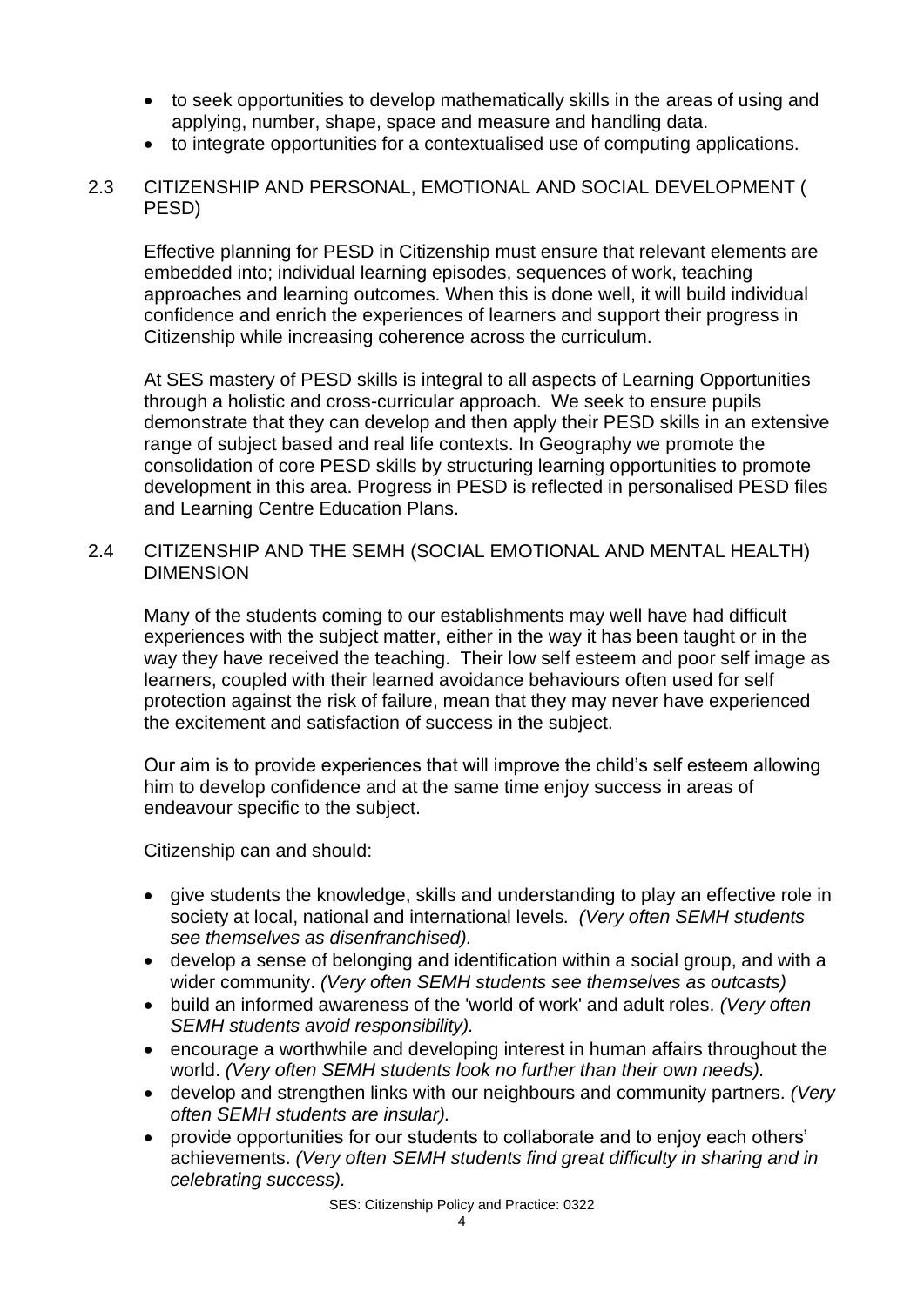- to seek opportunities to develop mathematically skills in the areas of using and applying, number, shape, space and measure and handling data.
- to integrate opportunities for a contextualised use of computing applications.

## 2.3 CITIZENSHIP AND PERSONAL, EMOTIONAL AND SOCIAL DEVELOPMENT ( PESD)

Effective planning for PESD in Citizenship must ensure that relevant elements are embedded into; individual learning episodes, sequences of work, teaching approaches and learning outcomes. When this is done well, it will build individual confidence and enrich the experiences of learners and support their progress in Citizenship while increasing coherence across the curriculum.

At SES mastery of PESD skills is integral to all aspects of Learning Opportunities through a holistic and cross-curricular approach. We seek to ensure pupils demonstrate that they can develop and then apply their PESD skills in an extensive range of subject based and real life contexts. In Geography we promote the consolidation of core PESD skills by structuring learning opportunities to promote development in this area. Progress in PESD is reflected in personalised PESD files and Learning Centre Education Plans.

## 2.4 CITIZENSHIP AND THE SEMH (SOCIAL EMOTIONAL AND MENTAL HEALTH) DIMENSION

Many of the students coming to our establishments may well have had difficult experiences with the subject matter, either in the way it has been taught or in the way they have received the teaching. Their low self esteem and poor self image as learners, coupled with their learned avoidance behaviours often used for self protection against the risk of failure, mean that they may never have experienced the excitement and satisfaction of success in the subject.

Our aim is to provide experiences that will improve the child's self esteem allowing him to develop confidence and at the same time enjoy success in areas of endeavour specific to the subject.

Citizenship can and should:

- give students the knowledge, skills and understanding to play an effective role in society at local, national and international levels. *(Very often SEMH students see themselves as disenfranchised).*
- develop a sense of belonging and identification within a social group, and with a wider community. *(Very often SEMH students see themselves as outcasts)*
- build an informed awareness of the 'world of work' and adult roles. *(Very often SEMH students avoid responsibility).*
- encourage a worthwhile and developing interest in human affairs throughout the world. *(Very often SEMH students look no further than their own needs).*
- develop and strengthen links with our neighbours and community partners. *(Very often SEMH students are insular).*
- provide opportunities for our students to collaborate and to enjoy each others' achievements. *(Very often SEMH students find great difficulty in sharing and in celebrating success).*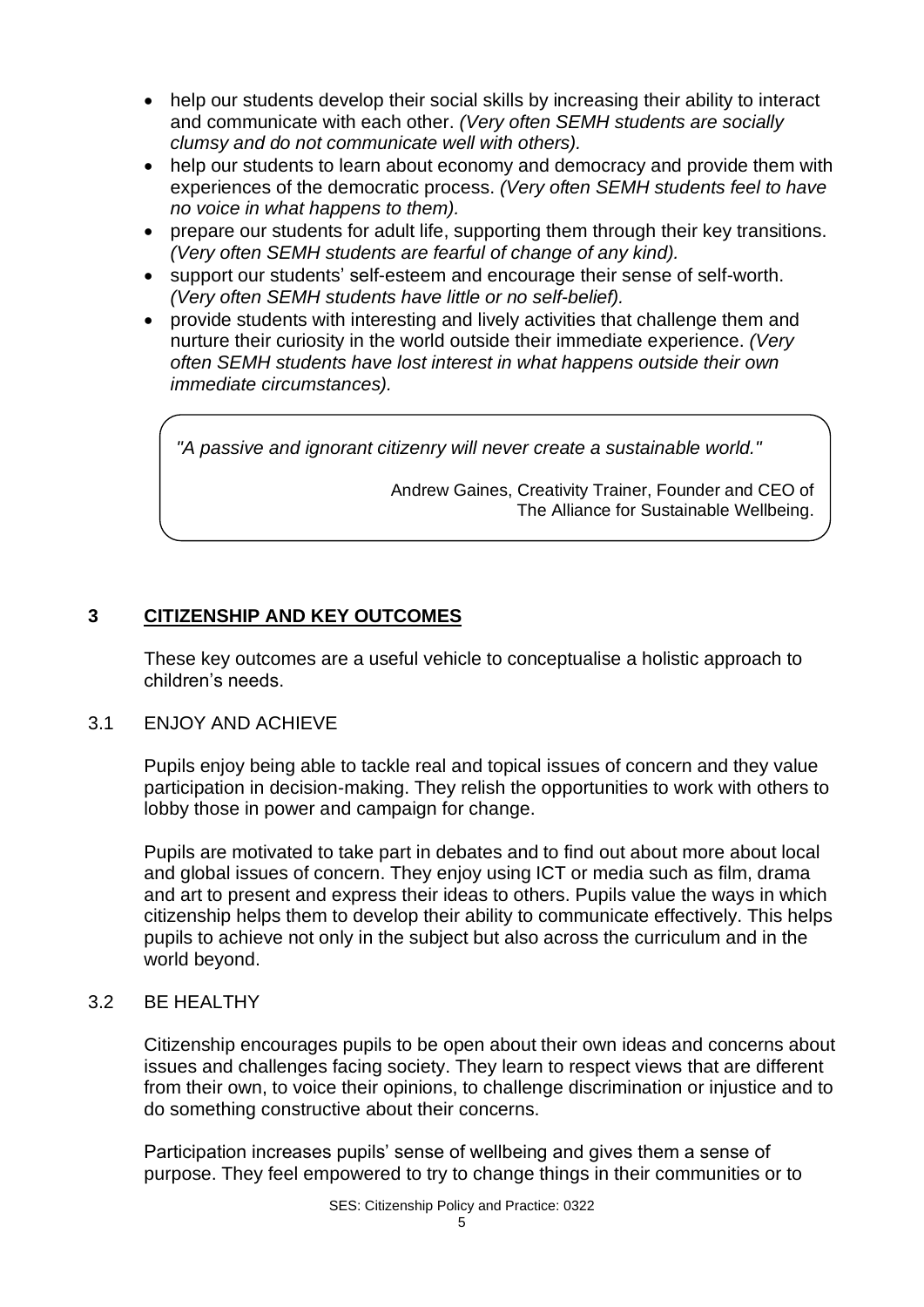- help our students develop their social skills by increasing their ability to interact and communicate with each other. *(Very often SEMH students are socially clumsy and do not communicate well with others).*
- help our students to learn about economy and democracy and provide them with experiences of the democratic process. *(Very often SEMH students feel to have no voice in what happens to them).*
- prepare our students for adult life, supporting them through their key transitions. *(Very often SEMH students are fearful of change of any kind).*
- support our students' self-esteem and encourage their sense of self-worth. *(Very often SEMH students have little or no self-belief).*
- provide students with interesting and lively activities that challenge them and nurture their curiosity in the world outside their immediate experience. *(Very often SEMH students have lost interest in what happens outside their own immediate circumstances).*

> *"A passive and ignorant citizenry will never create a sustainable world."*
>
> Andrew Gaines, Creativity Trainer, Founder and CEO of The Alliance for Sustainable Wellbeing.

## 3 CITIZENSHIP AND KEY OUTCOMES

These key outcomes are a useful vehicle to conceptualise a holistic approach to children's needs.

### 3.1 ENJOY AND ACHIEVE

Pupils enjoy being able to tackle real and topical issues of concern and they value participation in decision-making. They relish the opportunities to work with others to lobby those in power and campaign for change.

Pupils are motivated to take part in debates and to find out about more about local and global issues of concern. They enjoy using ICT or media such as film, drama and art to present and express their ideas to others. Pupils value the ways in which citizenship helps them to develop their ability to communicate effectively. This helps pupils to achieve not only in the subject but also across the curriculum and in the world beyond.

### 3.2 BE HEALTHY

Citizenship encourages pupils to be open about their own ideas and concerns about issues and challenges facing society. They learn to respect views that are different from their own, to voice their opinions, to challenge discrimination or injustice and to do something constructive about their concerns.

Participation increases pupils' sense of wellbeing and gives them a sense of purpose. They feel empowered to try to change things in their communities or to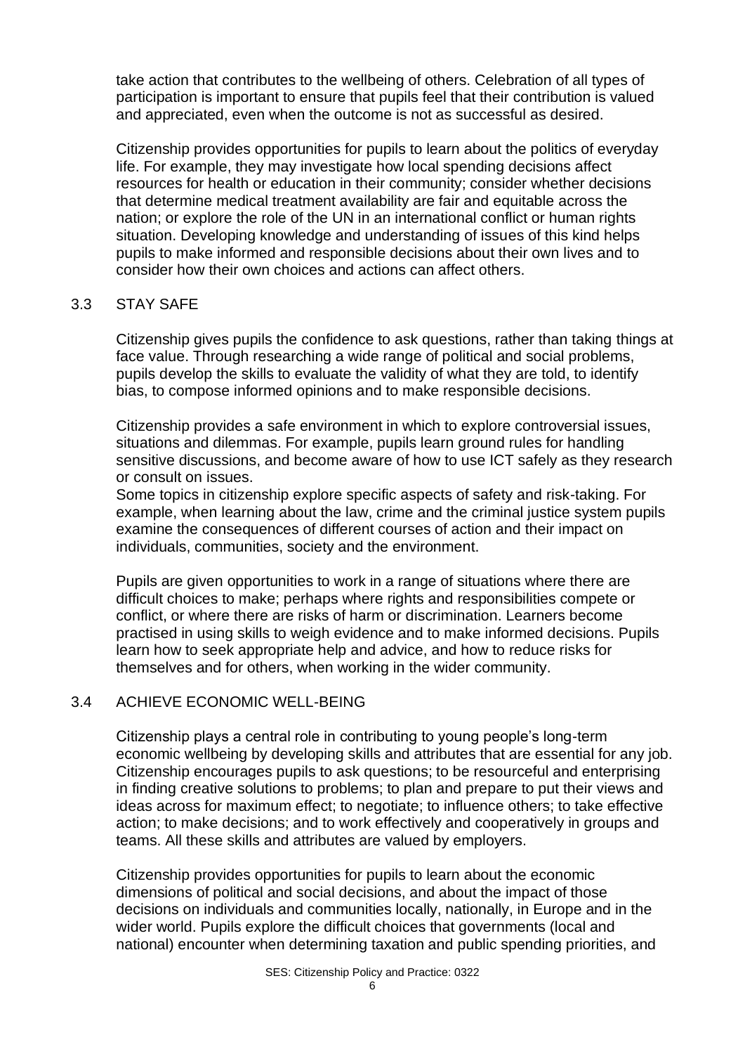take action that contributes to the wellbeing of others. Celebration of all types of participation is important to ensure that pupils feel that their contribution is valued and appreciated, even when the outcome is not as successful as desired.

Citizenship provides opportunities for pupils to learn about the politics of everyday life. For example, they may investigate how local spending decisions affect resources for health or education in their community; consider whether decisions that determine medical treatment availability are fair and equitable across the nation; or explore the role of the UN in an international conflict or human rights situation. Developing knowledge and understanding of issues of this kind helps pupils to make informed and responsible decisions about their own lives and to consider how their own choices and actions can affect others.

## 3.3 STAY SAFE

Citizenship gives pupils the confidence to ask questions, rather than taking things at face value. Through researching a wide range of political and social problems, pupils develop the skills to evaluate the validity of what they are told, to identify bias, to compose informed opinions and to make responsible decisions.

Citizenship provides a safe environment in which to explore controversial issues, situations and dilemmas. For example, pupils learn ground rules for handling sensitive discussions, and become aware of how to use ICT safely as they research or consult on issues.

Some topics in citizenship explore specific aspects of safety and risk-taking. For example, when learning about the law, crime and the criminal justice system pupils examine the consequences of different courses of action and their impact on individuals, communities, society and the environment.

Pupils are given opportunities to work in a range of situations where there are difficult choices to make; perhaps where rights and responsibilities compete or conflict, or where there are risks of harm or discrimination. Learners become practised in using skills to weigh evidence and to make informed decisions. Pupils learn how to seek appropriate help and advice, and how to reduce risks for themselves and for others, when working in the wider community.

## 3.4 ACHIEVE ECONOMIC WELL-BEING

Citizenship plays a central role in contributing to young people's long-term economic wellbeing by developing skills and attributes that are essential for any job. Citizenship encourages pupils to ask questions; to be resourceful and enterprising in finding creative solutions to problems; to plan and prepare to put their views and ideas across for maximum effect; to negotiate; to influence others; to take effective action; to make decisions; and to work effectively and cooperatively in groups and teams. All these skills and attributes are valued by employers.

Citizenship provides opportunities for pupils to learn about the economic dimensions of political and social decisions, and about the impact of those decisions on individuals and communities locally, nationally, in Europe and in the wider world. Pupils explore the difficult choices that governments (local and national) encounter when determining taxation and public spending priorities, and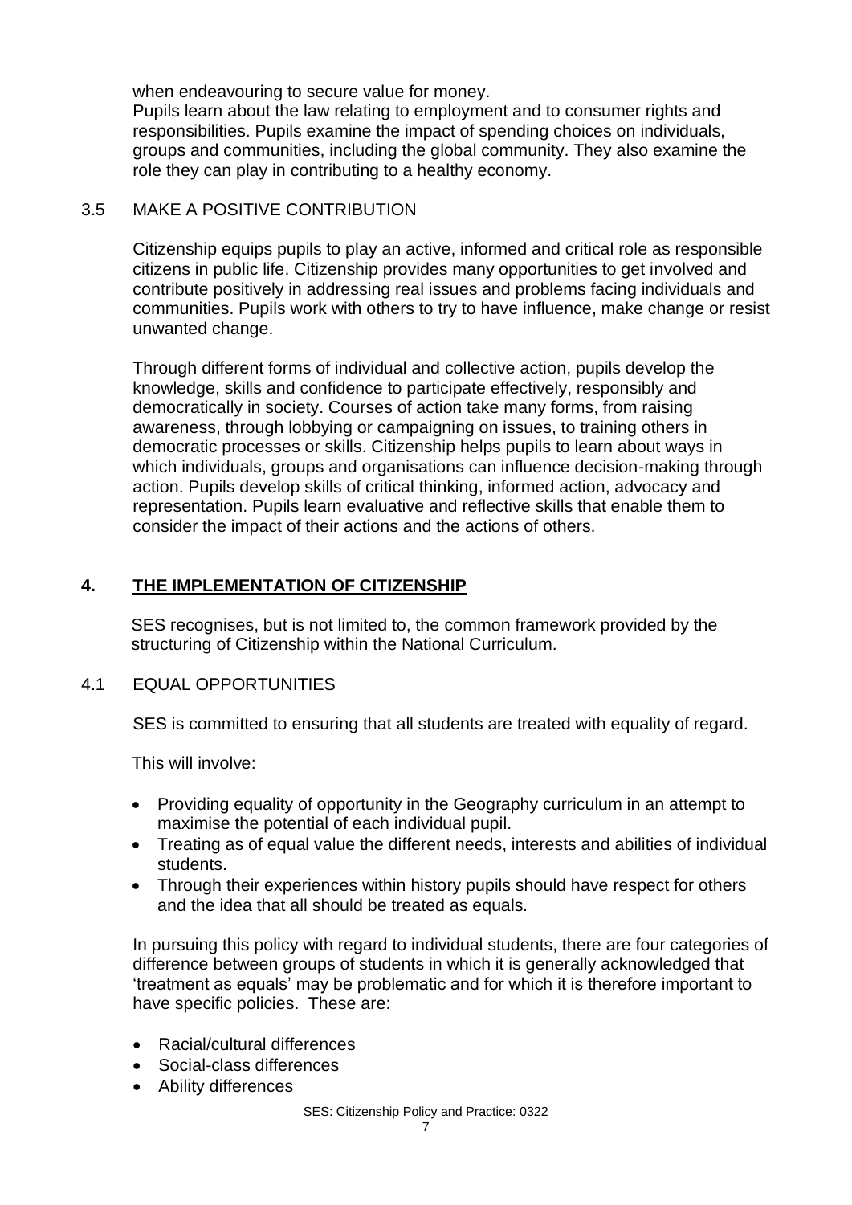when endeavouring to secure value for money.
Pupils learn about the law relating to employment and to consumer rights and responsibilities. Pupils examine the impact of spending choices on individuals, groups and communities, including the global community. They also examine the role they can play in contributing to a healthy economy.

### 3.5 MAKE A POSITIVE CONTRIBUTION

Citizenship equips pupils to play an active, informed and critical role as responsible citizens in public life. Citizenship provides many opportunities to get involved and contribute positively in addressing real issues and problems facing individuals and communities. Pupils work with others to try to have influence, make change or resist unwanted change.

Through different forms of individual and collective action, pupils develop the knowledge, skills and confidence to participate effectively, responsibly and democratically in society. Courses of action take many forms, from raising awareness, through lobbying or campaigning on issues, to training others in democratic processes or skills. Citizenship helps pupils to learn about ways in which individuals, groups and organisations can influence decision-making through action. Pupils develop skills of critical thinking, informed action, advocacy and representation. Pupils learn evaluative and reflective skills that enable them to consider the impact of their actions and the actions of others.

## 4. THE IMPLEMENTATION OF CITIZENSHIP

SES recognises, but is not limited to, the common framework provided by the structuring of Citizenship within the National Curriculum.

### 4.1 EQUAL OPPORTUNITIES

SES is committed to ensuring that all students are treated with equality of regard.

This will involve:

- Providing equality of opportunity in the Geography curriculum in an attempt to maximise the potential of each individual pupil.
- Treating as of equal value the different needs, interests and abilities of individual students.
- Through their experiences within history pupils should have respect for others and the idea that all should be treated as equals.

In pursuing this policy with regard to individual students, there are four categories of difference between groups of students in which it is generally acknowledged that 'treatment as equals' may be problematic and for which it is therefore important to have specific policies. These are:

- Racial/cultural differences
- Social-class differences
- Ability differences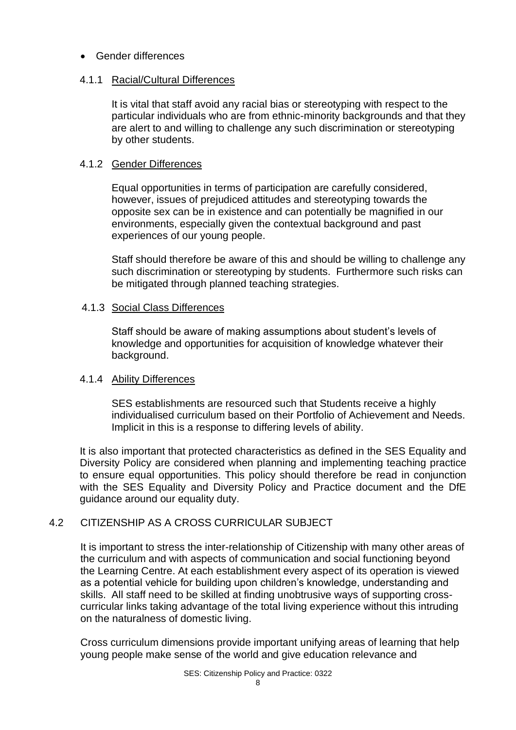- Gender differences

#### 4.1.1 Racial/Cultural Differences

It is vital that staff avoid any racial bias or stereotyping with respect to the particular individuals who are from ethnic-minority backgrounds and that they are alert to and willing to challenge any such discrimination or stereotyping by other students.

#### 4.1.2 Gender Differences

Equal opportunities in terms of participation are carefully considered, however, issues of prejudiced attitudes and stereotyping towards the opposite sex can be in existence and can potentially be magnified in our environments, especially given the contextual background and past experiences of our young people.

Staff should therefore be aware of this and should be willing to challenge any such discrimination or stereotyping by students. Furthermore such risks can be mitigated through planned teaching strategies.

#### 4.1.3 Social Class Differences

Staff should be aware of making assumptions about student's levels of knowledge and opportunities for acquisition of knowledge whatever their background.

#### 4.1.4 Ability Differences

SES establishments are resourced such that Students receive a highly individualised curriculum based on their Portfolio of Achievement and Needs. Implicit in this is a response to differing levels of ability.

It is also important that protected characteristics as defined in the SES Equality and Diversity Policy are considered when planning and implementing teaching practice to ensure equal opportunities. This policy should therefore be read in conjunction with the SES Equality and Diversity Policy and Practice document and the DfE guidance around our equality duty.

### 4.2 CITIZENSHIP AS A CROSS CURRICULAR SUBJECT

It is important to stress the inter-relationship of Citizenship with many other areas of the curriculum and with aspects of communication and social functioning beyond the Learning Centre. At each establishment every aspect of its operation is viewed as a potential vehicle for building upon children's knowledge, understanding and skills. All staff need to be skilled at finding unobtrusive ways of supporting cross-curricular links taking advantage of the total living experience without this intruding on the naturalness of domestic living.

Cross curriculum dimensions provide important unifying areas of learning that help young people make sense of the world and give education relevance and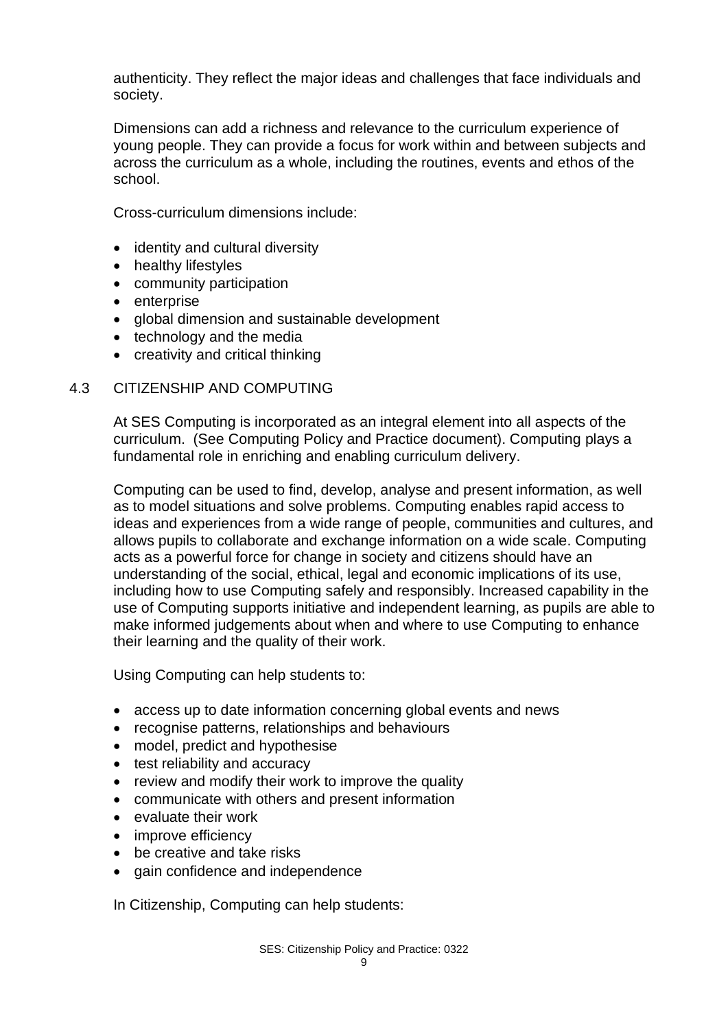authenticity. They reflect the major ideas and challenges that face individuals and society.

Dimensions can add a richness and relevance to the curriculum experience of young people. They can provide a focus for work within and between subjects and across the curriculum as a whole, including the routines, events and ethos of the school.

Cross-curriculum dimensions include:

- identity and cultural diversity
- healthy lifestyles
- community participation
- enterprise
- global dimension and sustainable development
- technology and the media
- creativity and critical thinking

## 4.3 CITIZENSHIP AND COMPUTING

At SES Computing is incorporated as an integral element into all aspects of the curriculum. (See Computing Policy and Practice document). Computing plays a fundamental role in enriching and enabling curriculum delivery.

Computing can be used to find, develop, analyse and present information, as well as to model situations and solve problems. Computing enables rapid access to ideas and experiences from a wide range of people, communities and cultures, and allows pupils to collaborate and exchange information on a wide scale. Computing acts as a powerful force for change in society and citizens should have an understanding of the social, ethical, legal and economic implications of its use, including how to use Computing safely and responsibly. Increased capability in the use of Computing supports initiative and independent learning, as pupils are able to make informed judgements about when and where to use Computing to enhance their learning and the quality of their work.

Using Computing can help students to:

- access up to date information concerning global events and news
- recognise patterns, relationships and behaviours
- model, predict and hypothesise
- test reliability and accuracy
- review and modify their work to improve the quality
- communicate with others and present information
- evaluate their work
- improve efficiency
- be creative and take risks
- gain confidence and independence

In Citizenship, Computing can help students: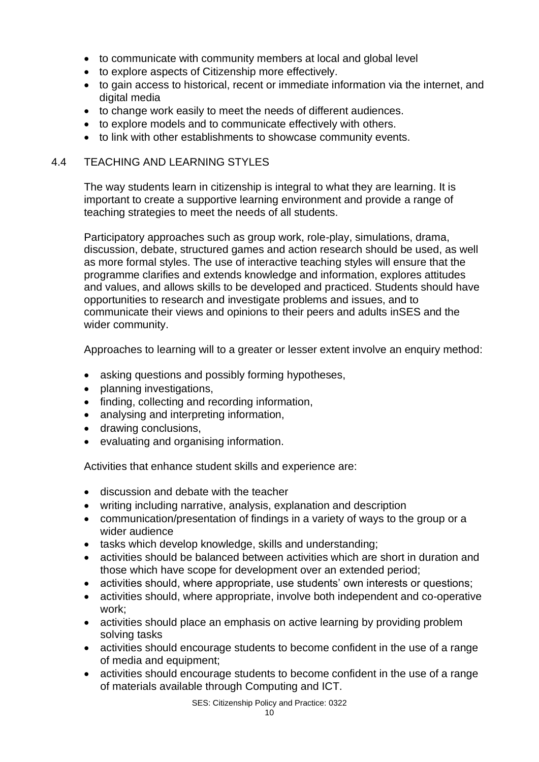- to communicate with community members at local and global level
- to explore aspects of Citizenship more effectively.
- to gain access to historical, recent or immediate information via the internet, and digital media
- to change work easily to meet the needs of different audiences.
- to explore models and to communicate effectively with others.
- to link with other establishments to showcase community events.

## 4.4 TEACHING AND LEARNING STYLES

The way students learn in citizenship is integral to what they are learning. It is important to create a supportive learning environment and provide a range of teaching strategies to meet the needs of all students.

Participatory approaches such as group work, role-play, simulations, drama, discussion, debate, structured games and action research should be used, as well as more formal styles. The use of interactive teaching styles will ensure that the programme clarifies and extends knowledge and information, explores attitudes and values, and allows skills to be developed and practiced. Students should have opportunities to research and investigate problems and issues, and to communicate their views and opinions to their peers and adults inSES and the wider community.

Approaches to learning will to a greater or lesser extent involve an enquiry method:

- asking questions and possibly forming hypotheses,
- planning investigations,
- finding, collecting and recording information,
- analysing and interpreting information,
- drawing conclusions,
- evaluating and organising information.

Activities that enhance student skills and experience are:

- discussion and debate with the teacher
- writing including narrative, analysis, explanation and description
- communication/presentation of findings in a variety of ways to the group or a wider audience
- tasks which develop knowledge, skills and understanding;
- activities should be balanced between activities which are short in duration and those which have scope for development over an extended period;
- activities should, where appropriate, use students' own interests or questions;
- activities should, where appropriate, involve both independent and co-operative work;
- activities should place an emphasis on active learning by providing problem solving tasks
- activities should encourage students to become confident in the use of a range of media and equipment;
- activities should encourage students to become confident in the use of a range of materials available through Computing and ICT.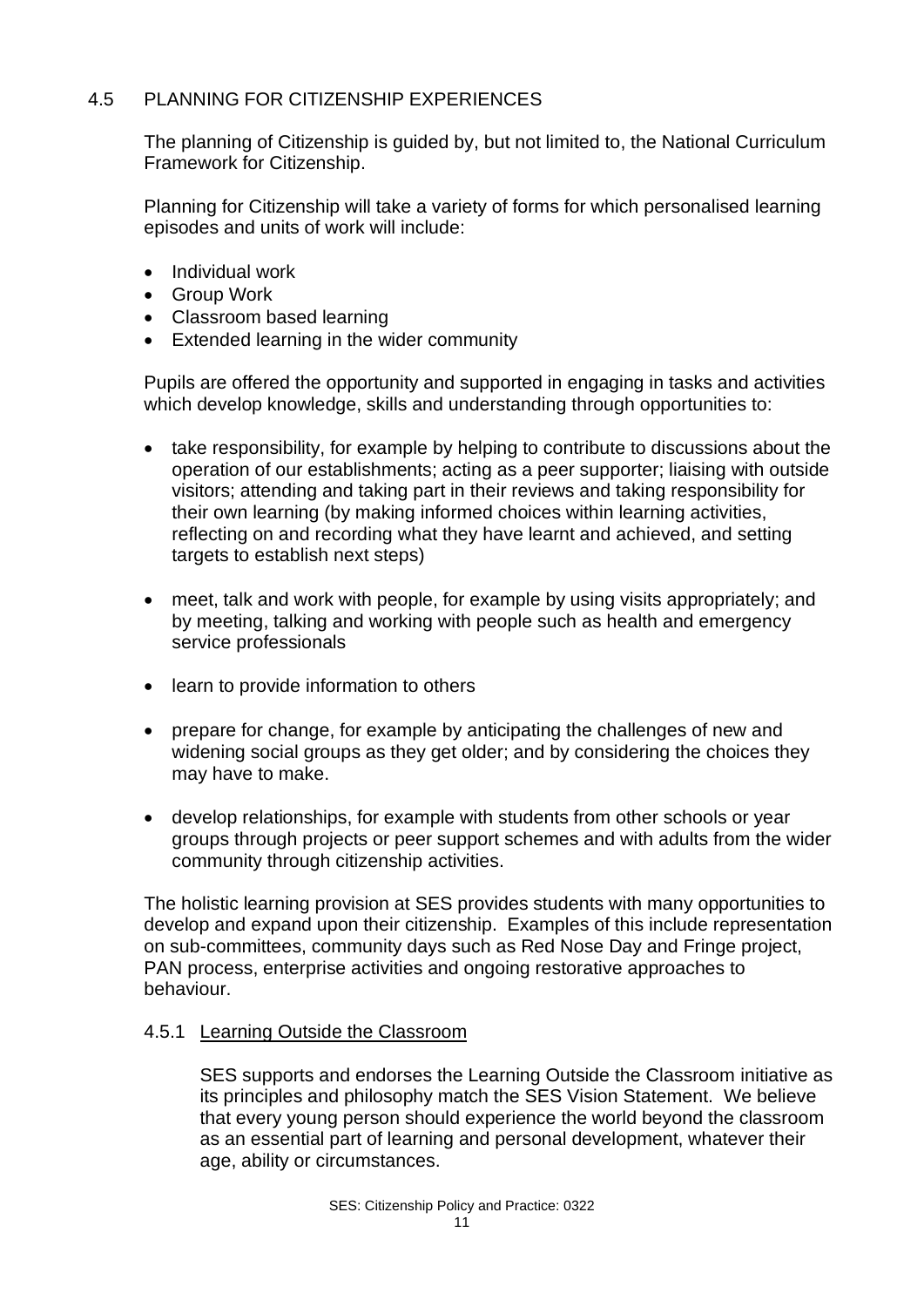## 4.5 PLANNING FOR CITIZENSHIP EXPERIENCES

The planning of Citizenship is guided by, but not limited to, the National Curriculum Framework for Citizenship.

Planning for Citizenship will take a variety of forms for which personalised learning episodes and units of work will include:

- Individual work
- Group Work
- Classroom based learning
- Extended learning in the wider community

Pupils are offered the opportunity and supported in engaging in tasks and activities which develop knowledge, skills and understanding through opportunities to:

- take responsibility, for example by helping to contribute to discussions about the operation of our establishments; acting as a peer supporter; liaising with outside visitors; attending and taking part in their reviews and taking responsibility for their own learning (by making informed choices within learning activities, reflecting on and recording what they have learnt and achieved, and setting targets to establish next steps)

- meet, talk and work with people, for example by using visits appropriately; and by meeting, talking and working with people such as health and emergency service professionals

- learn to provide information to others

- prepare for change, for example by anticipating the challenges of new and widening social groups as they get older; and by considering the choices they may have to make.

- develop relationships, for example with students from other schools or year groups through projects or peer support schemes and with adults from the wider community through citizenship activities.

The holistic learning provision at SES provides students with many opportunities to develop and expand upon their citizenship. Examples of this include representation on sub-committees, community days such as Red Nose Day and Fringe project, PAN process, enterprise activities and ongoing restorative approaches to behaviour.

### 4.5.1 Learning Outside the Classroom

SES supports and endorses the Learning Outside the Classroom initiative as its principles and philosophy match the SES Vision Statement. We believe that every young person should experience the world beyond the classroom as an essential part of learning and personal development, whatever their age, ability or circumstances.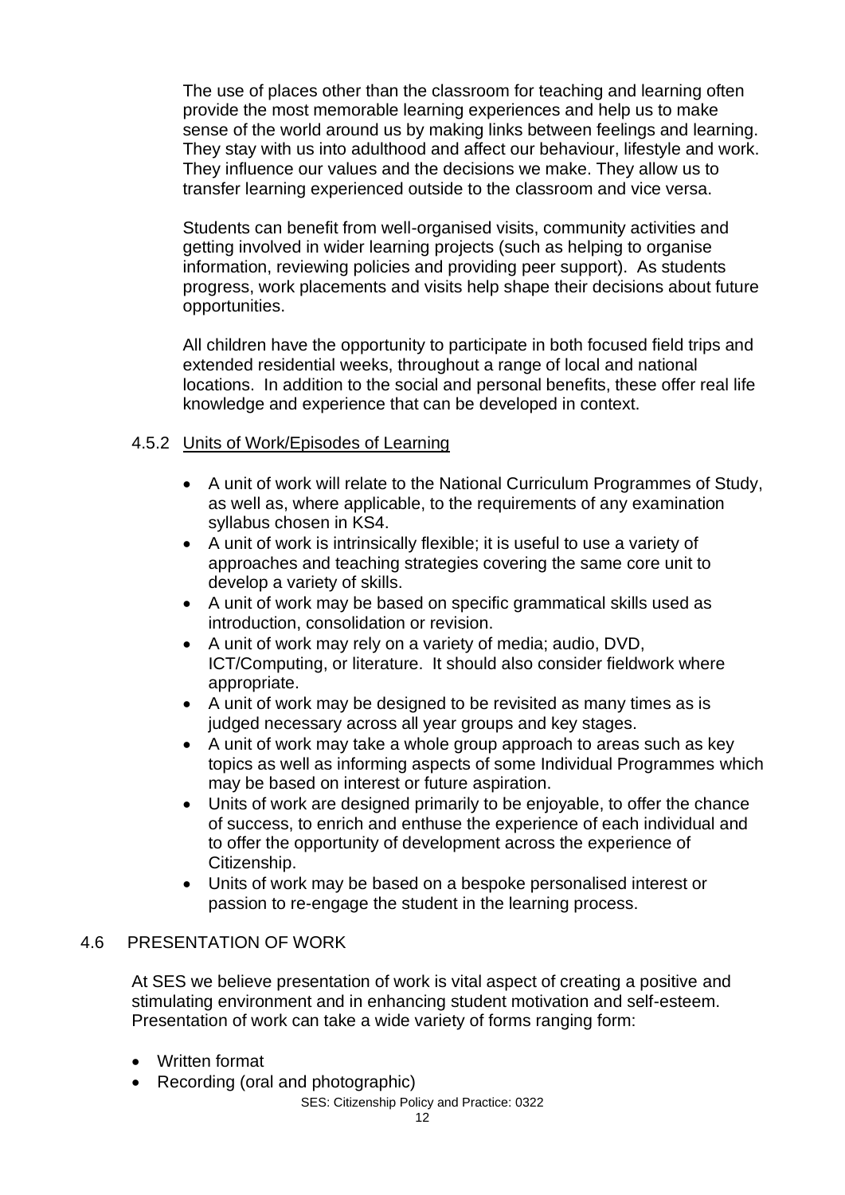The use of places other than the classroom for teaching and learning often provide the most memorable learning experiences and help us to make sense of the world around us by making links between feelings and learning. They stay with us into adulthood and affect our behaviour, lifestyle and work. They influence our values and the decisions we make. They allow us to transfer learning experienced outside to the classroom and vice versa.

Students can benefit from well-organised visits, community activities and getting involved in wider learning projects (such as helping to organise information, reviewing policies and providing peer support). As students progress, work placements and visits help shape their decisions about future opportunities.

All children have the opportunity to participate in both focused field trips and extended residential weeks, throughout a range of local and national locations. In addition to the social and personal benefits, these offer real life knowledge and experience that can be developed in context.

### 4.5.2 Units of Work/Episodes of Learning

- A unit of work will relate to the National Curriculum Programmes of Study, as well as, where applicable, to the requirements of any examination syllabus chosen in KS4.
- A unit of work is intrinsically flexible; it is useful to use a variety of approaches and teaching strategies covering the same core unit to develop a variety of skills.
- A unit of work may be based on specific grammatical skills used as introduction, consolidation or revision.
- A unit of work may rely on a variety of media; audio, DVD, ICT/Computing, or literature. It should also consider fieldwork where appropriate.
- A unit of work may be designed to be revisited as many times as is judged necessary across all year groups and key stages.
- A unit of work may take a whole group approach to areas such as key topics as well as informing aspects of some Individual Programmes which may be based on interest or future aspiration.
- Units of work are designed primarily to be enjoyable, to offer the chance of success, to enrich and enthuse the experience of each individual and to offer the opportunity of development across the experience of Citizenship.
- Units of work may be based on a bespoke personalised interest or passion to re-engage the student in the learning process.

## 4.6 PRESENTATION OF WORK

At SES we believe presentation of work is vital aspect of creating a positive and stimulating environment and in enhancing student motivation and self-esteem. Presentation of work can take a wide variety of forms ranging form:

- Written format
- Recording (oral and photographic)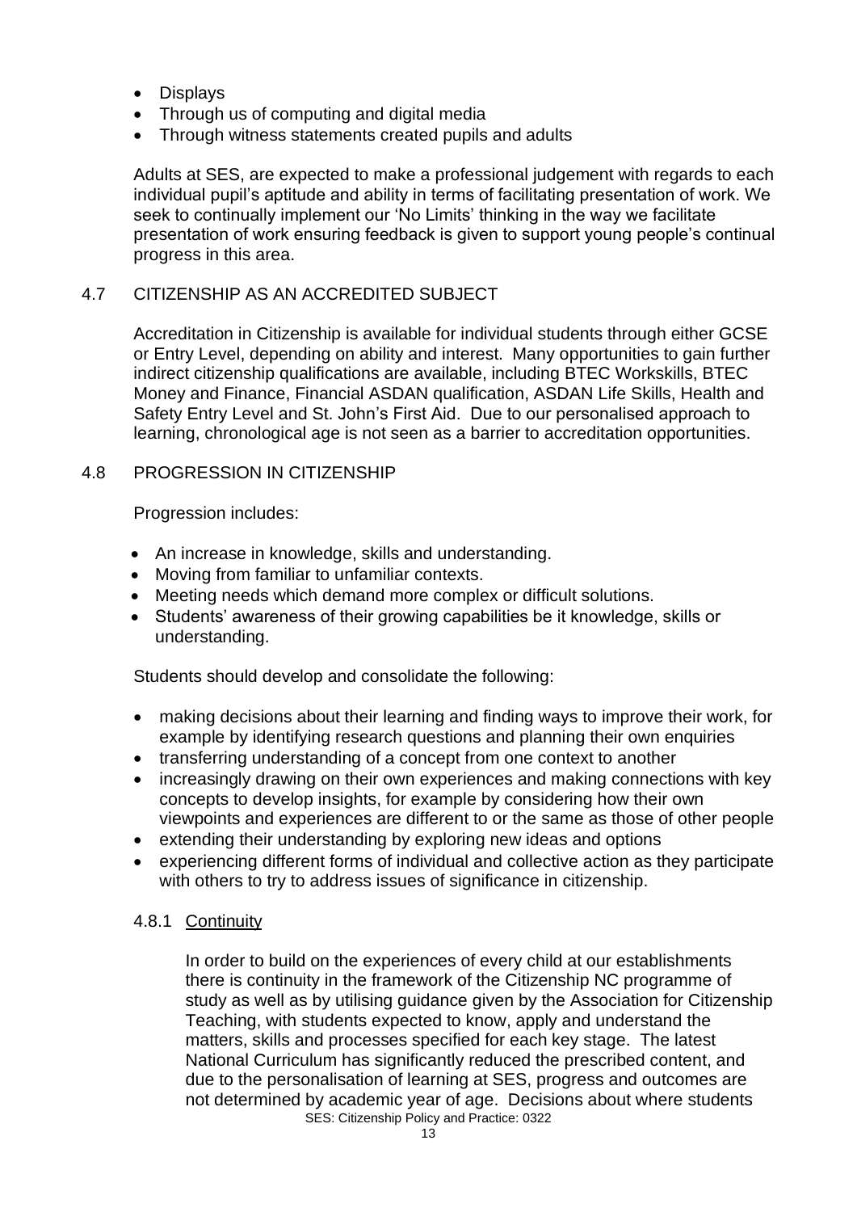- Displays
- Through us of computing and digital media
- Through witness statements created pupils and adults

Adults at SES, are expected to make a professional judgement with regards to each individual pupil's aptitude and ability in terms of facilitating presentation of work. We seek to continually implement our 'No Limits' thinking in the way we facilitate presentation of work ensuring feedback is given to support young people's continual progress in this area.

## 4.7 CITIZENSHIP AS AN ACCREDITED SUBJECT

Accreditation in Citizenship is available for individual students through either GCSE or Entry Level, depending on ability and interest. Many opportunities to gain further indirect citizenship qualifications are available, including BTEC Workskills, BTEC Money and Finance, Financial ASDAN qualification, ASDAN Life Skills, Health and Safety Entry Level and St. John's First Aid. Due to our personalised approach to learning, chronological age is not seen as a barrier to accreditation opportunities.

## 4.8 PROGRESSION IN CITIZENSHIP

Progression includes:

- An increase in knowledge, skills and understanding.
- Moving from familiar to unfamiliar contexts.
- Meeting needs which demand more complex or difficult solutions.
- Students' awareness of their growing capabilities be it knowledge, skills or understanding.

Students should develop and consolidate the following:

- making decisions about their learning and finding ways to improve their work, for example by identifying research questions and planning their own enquiries
- transferring understanding of a concept from one context to another
- increasingly drawing on their own experiences and making connections with key concepts to develop insights, for example by considering how their own viewpoints and experiences are different to or the same as those of other people
- extending their understanding by exploring new ideas and options
- experiencing different forms of individual and collective action as they participate with others to try to address issues of significance in citizenship.

### 4.8.1 Continuity

In order to build on the experiences of every child at our establishments there is continuity in the framework of the Citizenship NC programme of study as well as by utilising guidance given by the Association for Citizenship Teaching, with students expected to know, apply and understand the matters, skills and processes specified for each key stage. The latest National Curriculum has significantly reduced the prescribed content, and due to the personalisation of learning at SES, progress and outcomes are not determined by academic year of age. Decisions about where students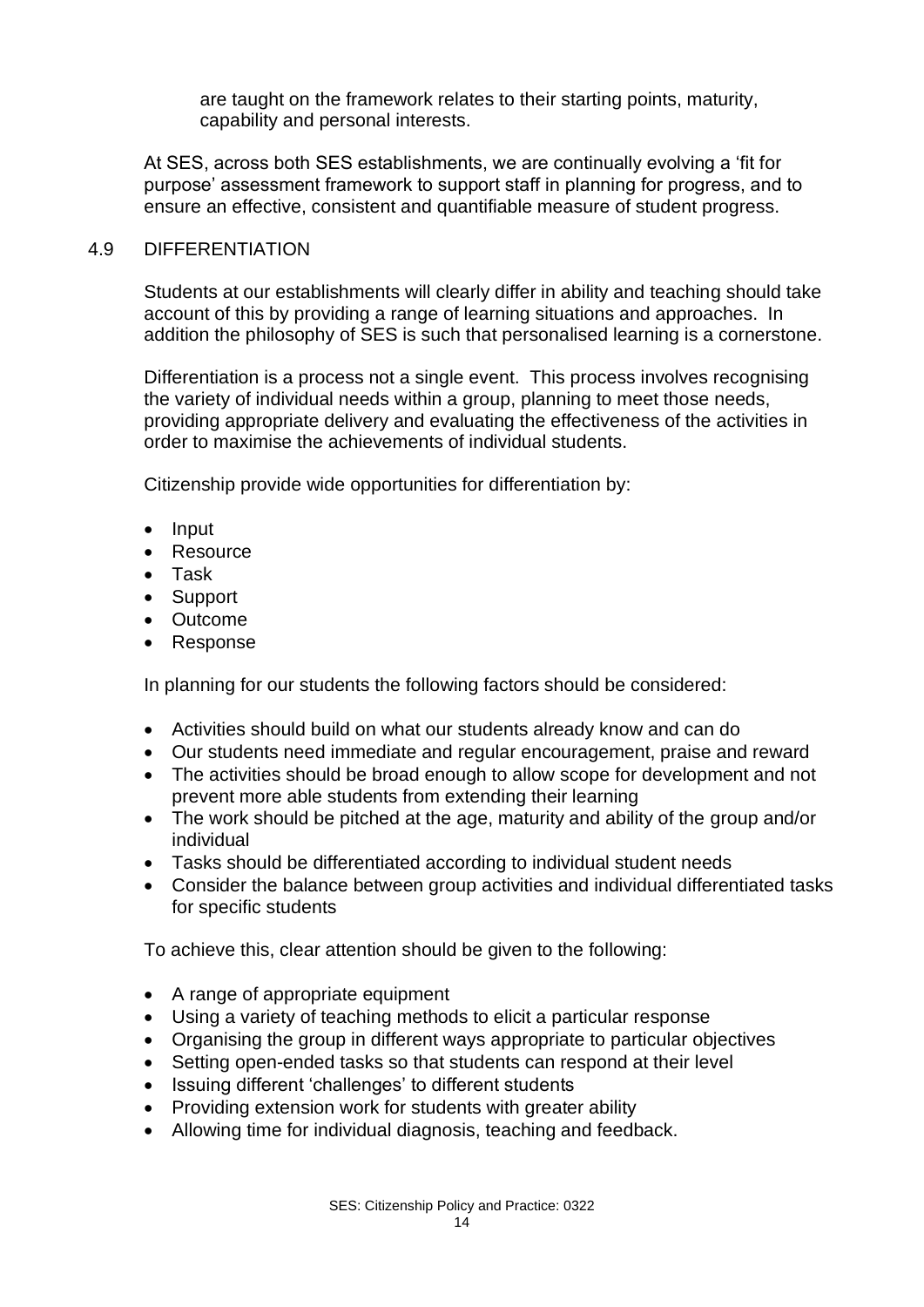are taught on the framework relates to their starting points, maturity, capability and personal interests.

At SES, across both SES establishments, we are continually evolving a 'fit for purpose' assessment framework to support staff in planning for progress, and to ensure an effective, consistent and quantifiable measure of student progress.

## 4.9 DIFFERENTIATION

Students at our establishments will clearly differ in ability and teaching should take account of this by providing a range of learning situations and approaches. In addition the philosophy of SES is such that personalised learning is a cornerstone.

Differentiation is a process not a single event. This process involves recognising the variety of individual needs within a group, planning to meet those needs, providing appropriate delivery and evaluating the effectiveness of the activities in order to maximise the achievements of individual students.

Citizenship provide wide opportunities for differentiation by:

- Input
- Resource
- Task
- Support
- Outcome
- Response

In planning for our students the following factors should be considered:

- Activities should build on what our students already know and can do
- Our students need immediate and regular encouragement, praise and reward
- The activities should be broad enough to allow scope for development and not prevent more able students from extending their learning
- The work should be pitched at the age, maturity and ability of the group and/or individual
- Tasks should be differentiated according to individual student needs
- Consider the balance between group activities and individual differentiated tasks for specific students

To achieve this, clear attention should be given to the following:

- A range of appropriate equipment
- Using a variety of teaching methods to elicit a particular response
- Organising the group in different ways appropriate to particular objectives
- Setting open-ended tasks so that students can respond at their level
- Issuing different 'challenges' to different students
- Providing extension work for students with greater ability
- Allowing time for individual diagnosis, teaching and feedback.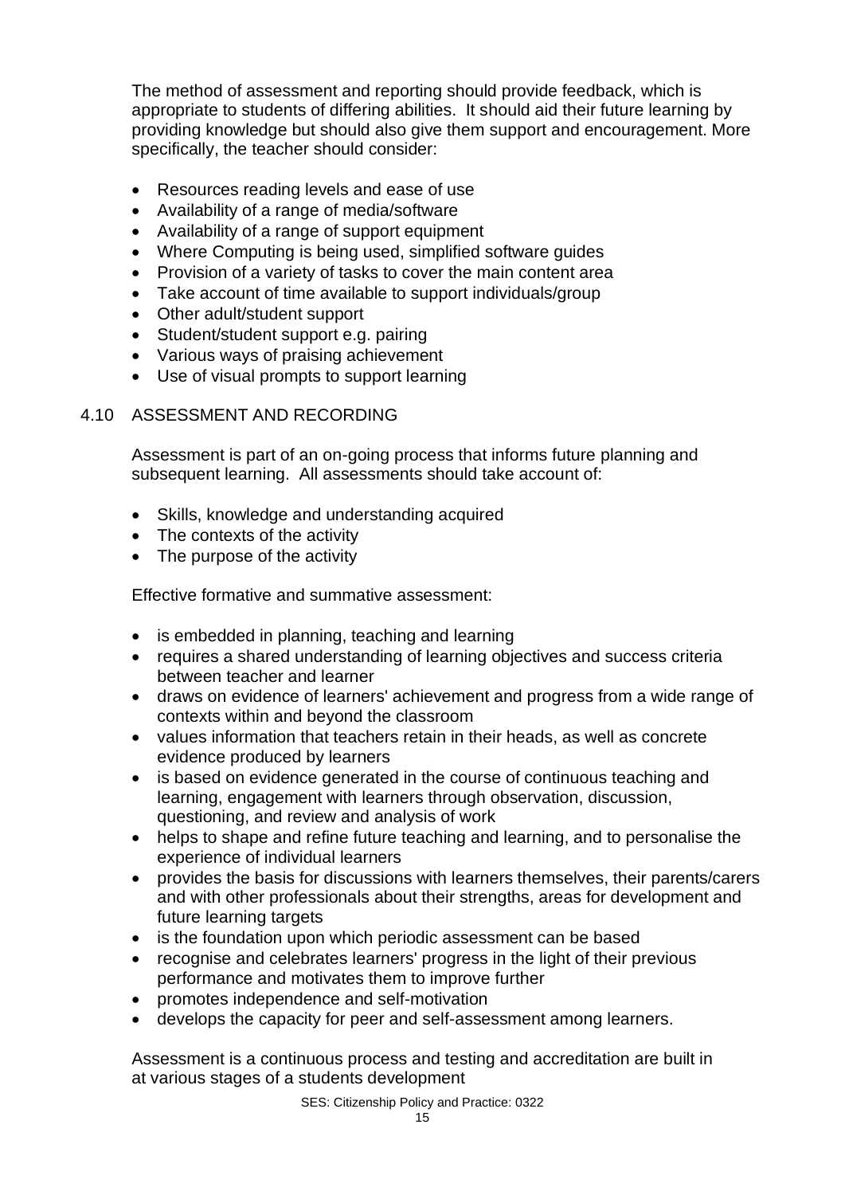The method of assessment and reporting should provide feedback, which is appropriate to students of differing abilities. It should aid their future learning by providing knowledge but should also give them support and encouragement. More specifically, the teacher should consider:

- Resources reading levels and ease of use
- Availability of a range of media/software
- Availability of a range of support equipment
- Where Computing is being used, simplified software guides
- Provision of a variety of tasks to cover the main content area
- Take account of time available to support individuals/group
- Other adult/student support
- Student/student support e.g. pairing
- Various ways of praising achievement
- Use of visual prompts to support learning

## 4.10 ASSESSMENT AND RECORDING

Assessment is part of an on-going process that informs future planning and subsequent learning. All assessments should take account of:

- Skills, knowledge and understanding acquired
- The contexts of the activity
- The purpose of the activity

Effective formative and summative assessment:

- is embedded in planning, teaching and learning
- requires a shared understanding of learning objectives and success criteria between teacher and learner
- draws on evidence of learners' achievement and progress from a wide range of contexts within and beyond the classroom
- values information that teachers retain in their heads, as well as concrete evidence produced by learners
- is based on evidence generated in the course of continuous teaching and learning, engagement with learners through observation, discussion, questioning, and review and analysis of work
- helps to shape and refine future teaching and learning, and to personalise the experience of individual learners
- provides the basis for discussions with learners themselves, their parents/carers and with other professionals about their strengths, areas for development and future learning targets
- is the foundation upon which periodic assessment can be based
- recognise and celebrates learners' progress in the light of their previous performance and motivates them to improve further
- promotes independence and self-motivation
- develops the capacity for peer and self-assessment among learners.

Assessment is a continuous process and testing and accreditation are built in at various stages of a students development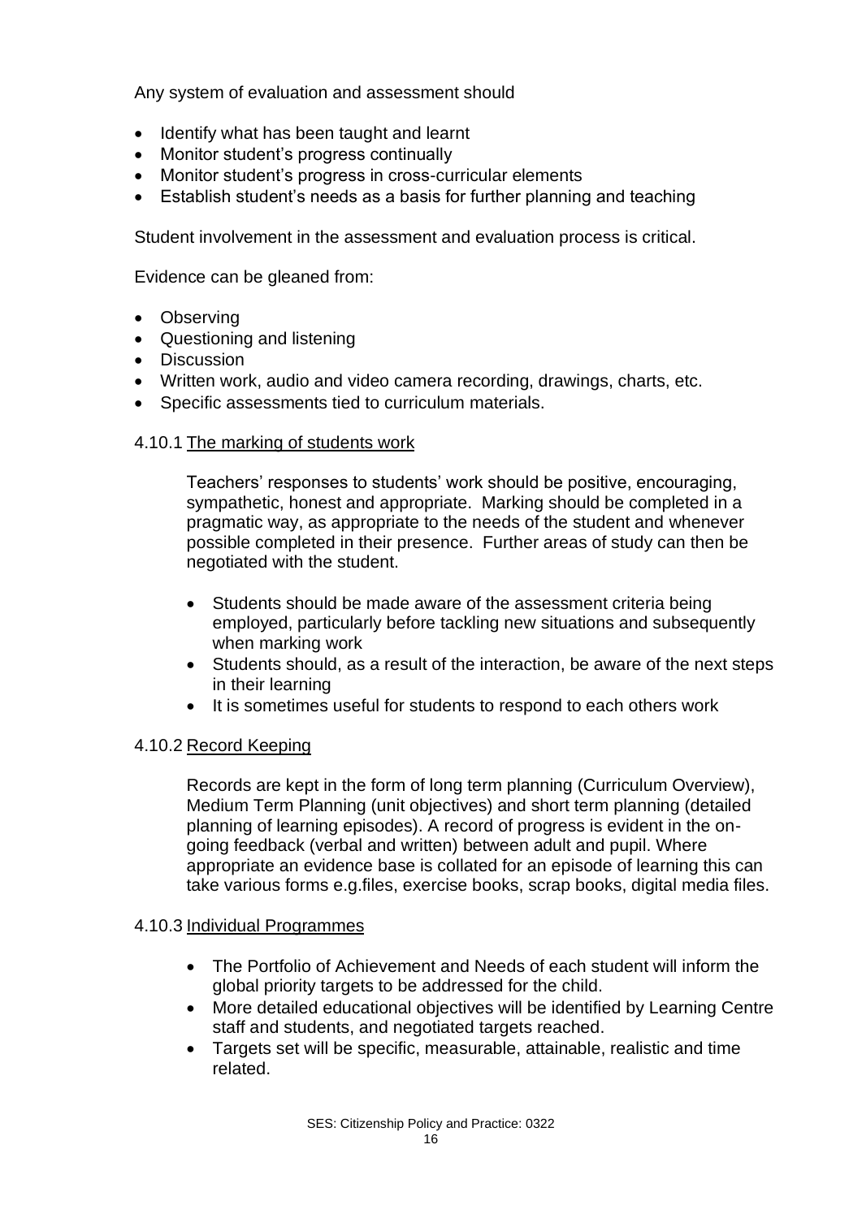Any system of evaluation and assessment should

- Identify what has been taught and learnt
- Monitor student's progress continually
- Monitor student's progress in cross-curricular elements
- Establish student's needs as a basis for further planning and teaching

Student involvement in the assessment and evaluation process is critical.

Evidence can be gleaned from:

- Observing
- Questioning and listening
- Discussion
- Written work, audio and video camera recording, drawings, charts, etc.
- Specific assessments tied to curriculum materials.

#### 4.10.1 The marking of students work

Teachers' responses to students' work should be positive, encouraging, sympathetic, honest and appropriate. Marking should be completed in a pragmatic way, as appropriate to the needs of the student and whenever possible completed in their presence. Further areas of study can then be negotiated with the student.

- Students should be made aware of the assessment criteria being employed, particularly before tackling new situations and subsequently when marking work
- Students should, as a result of the interaction, be aware of the next steps in their learning
- It is sometimes useful for students to respond to each others work

#### 4.10.2 Record Keeping

Records are kept in the form of long term planning (Curriculum Overview), Medium Term Planning (unit objectives) and short term planning (detailed planning of learning episodes). A record of progress is evident in the on-going feedback (verbal and written) between adult and pupil. Where appropriate an evidence base is collated for an episode of learning this can take various forms e.g.files, exercise books, scrap books, digital media files.

#### 4.10.3 Individual Programmes

- The Portfolio of Achievement and Needs of each student will inform the global priority targets to be addressed for the child.
- More detailed educational objectives will be identified by Learning Centre staff and students, and negotiated targets reached.
- Targets set will be specific, measurable, attainable, realistic and time related.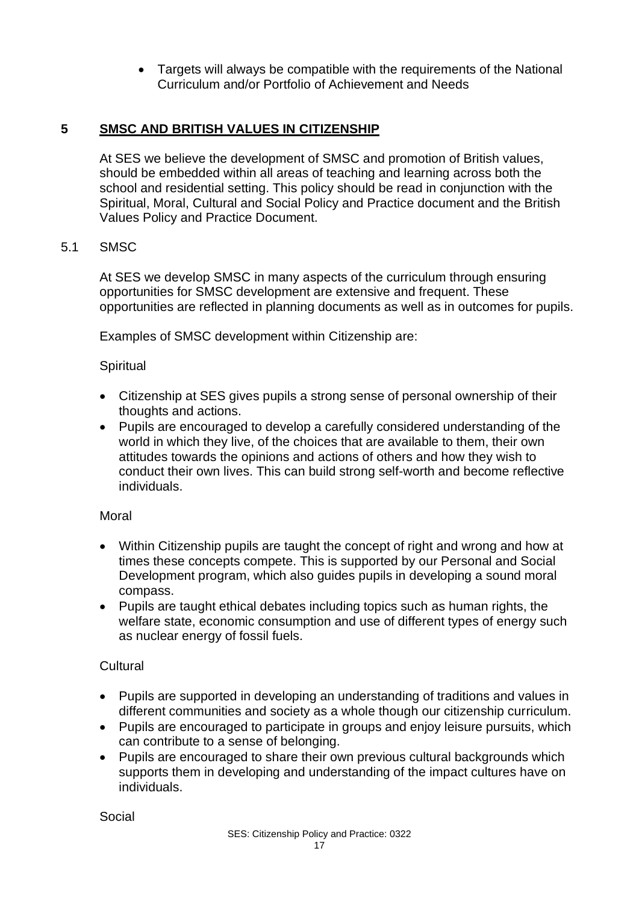- Targets will always be compatible with the requirements of the National Curriculum and/or Portfolio of Achievement and Needs

## 5 SMSC AND BRITISH VALUES IN CITIZENSHIP

At SES we believe the development of SMSC and promotion of British values, should be embedded within all areas of teaching and learning across both the school and residential setting. This policy should be read in conjunction with the Spiritual, Moral, Cultural and Social Policy and Practice document and the British Values Policy and Practice Document.

### 5.1 SMSC

At SES we develop SMSC in many aspects of the curriculum through ensuring opportunities for SMSC development are extensive and frequent. These opportunities are reflected in planning documents as well as in outcomes for pupils.

Examples of SMSC development within Citizenship are:

Spiritual

- Citizenship at SES gives pupils a strong sense of personal ownership of their thoughts and actions.
- Pupils are encouraged to develop a carefully considered understanding of the world in which they live, of the choices that are available to them, their own attitudes towards the opinions and actions of others and how they wish to conduct their own lives. This can build strong self-worth and become reflective individuals.

Moral

- Within Citizenship pupils are taught the concept of right and wrong and how at times these concepts compete. This is supported by our Personal and Social Development program, which also guides pupils in developing a sound moral compass.
- Pupils are taught ethical debates including topics such as human rights, the welfare state, economic consumption and use of different types of energy such as nuclear energy of fossil fuels.

Cultural

- Pupils are supported in developing an understanding of traditions and values in different communities and society as a whole though our citizenship curriculum.
- Pupils are encouraged to participate in groups and enjoy leisure pursuits, which can contribute to a sense of belonging.
- Pupils are encouraged to share their own previous cultural backgrounds which supports them in developing and understanding of the impact cultures have on individuals.

Social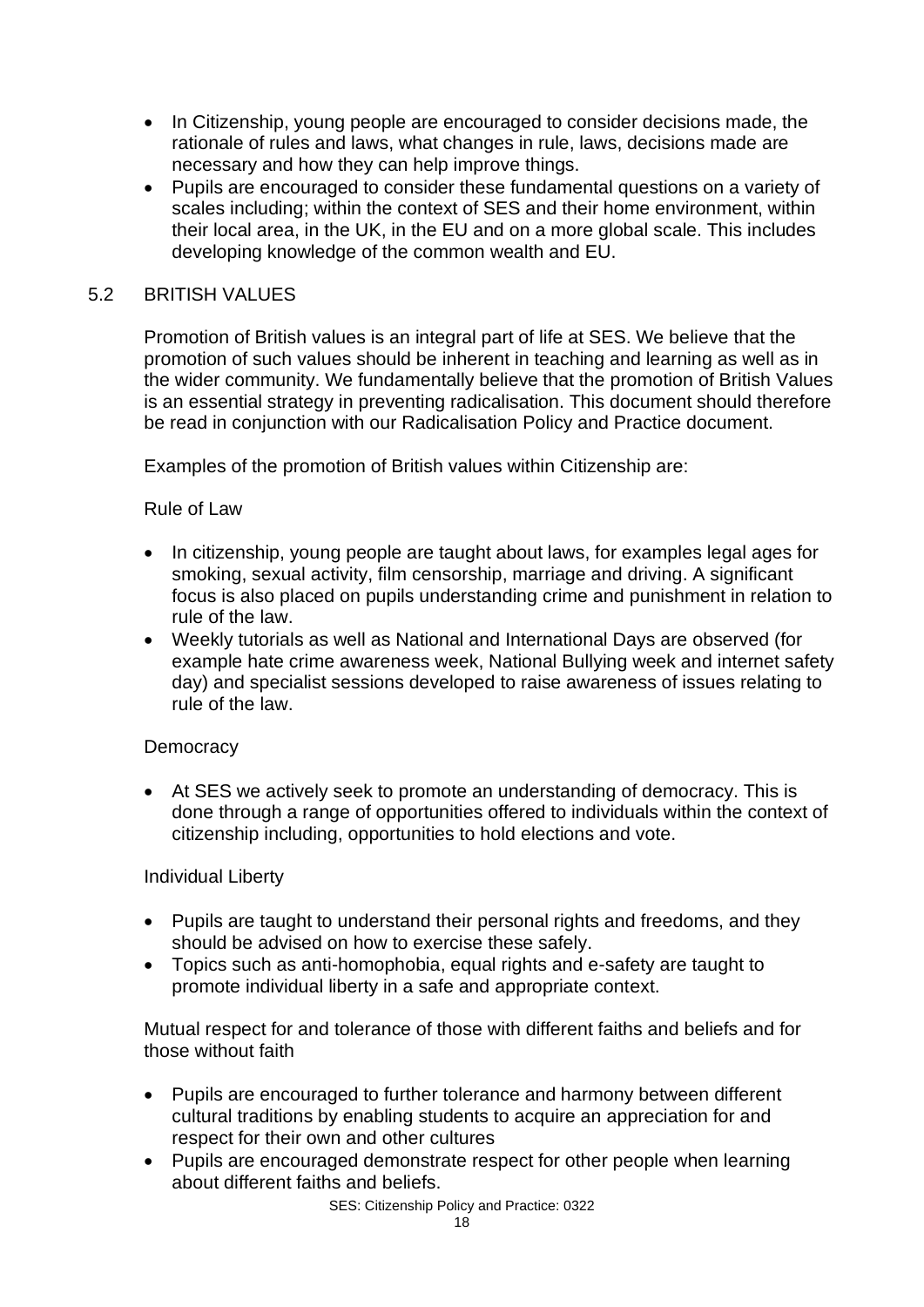- In Citizenship, young people are encouraged to consider decisions made, the rationale of rules and laws, what changes in rule, laws, decisions made are necessary and how they can help improve things.
- Pupils are encouraged to consider these fundamental questions on a variety of scales including; within the context of SES and their home environment, within their local area, in the UK, in the EU and on a more global scale. This includes developing knowledge of the common wealth and EU.

## 5.2 BRITISH VALUES

Promotion of British values is an integral part of life at SES. We believe that the promotion of such values should be inherent in teaching and learning as well as in the wider community. We fundamentally believe that the promotion of British Values is an essential strategy in preventing radicalisation. This document should therefore be read in conjunction with our Radicalisation Policy and Practice document.

Examples of the promotion of British values within Citizenship are:

Rule of Law

- In citizenship, young people are taught about laws, for examples legal ages for smoking, sexual activity, film censorship, marriage and driving. A significant focus is also placed on pupils understanding crime and punishment in relation to rule of the law.
- Weekly tutorials as well as National and International Days are observed (for example hate crime awareness week, National Bullying week and internet safety day) and specialist sessions developed to raise awareness of issues relating to rule of the law.

Democracy

- At SES we actively seek to promote an understanding of democracy. This is done through a range of opportunities offered to individuals within the context of citizenship including, opportunities to hold elections and vote.

Individual Liberty

- Pupils are taught to understand their personal rights and freedoms, and they should be advised on how to exercise these safely.
- Topics such as anti-homophobia, equal rights and e-safety are taught to promote individual liberty in a safe and appropriate context.

Mutual respect for and tolerance of those with different faiths and beliefs and for those without faith

- Pupils are encouraged to further tolerance and harmony between different cultural traditions by enabling students to acquire an appreciation for and respect for their own and other cultures
- Pupils are encouraged demonstrate respect for other people when learning about different faiths and beliefs.